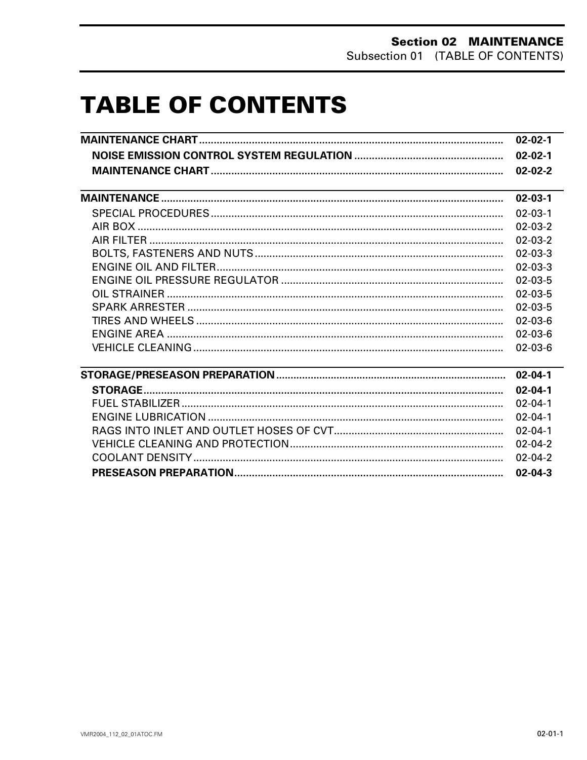# TABLE OF CONTENTS

| | |
|---|---|
| **MAINTENANCE CHART** | **02-02-1** |
| **NOISE EMISSION CONTROL SYSTEM REGULATION** | **02-02-1** |
| **MAINTENANCE CHART** | **02-02-2** |
| **MAINTENANCE** | **02-03-1** |
| SPECIAL PROCEDURES | 02-03-1 |
| AIR BOX | 02-03-2 |
| AIR FILTER | 02-03-2 |
| BOLTS, FASTENERS AND NUTS | 02-03-3 |
| ENGINE OIL AND FILTER | 02-03-3 |
| ENGINE OIL PRESSURE REGULATOR | 02-03-5 |
| OIL STRAINER | 02-03-5 |
| SPARK ARRESTER | 02-03-5 |
| TIRES AND WHEELS | 02-03-6 |
| ENGINE AREA | 02-03-6 |
| VEHICLE CLEANING | 02-03-6 |
| **STORAGE/PRESEASON PREPARATION** | **02-04-1** |
| **STORAGE** | **02-04-1** |
| FUEL STABILIZER | 02-04-1 |
| ENGINE LUBRICATION | 02-04-1 |
| RAGS INTO INLET AND OUTLET HOSES OF CVT | 02-04-1 |
| VEHICLE CLEANING AND PROTECTION | 02-04-2 |
| COOLANT DENSITY | 02-04-2 |
| **PRESEASON PREPARATION** | **02-04-3** |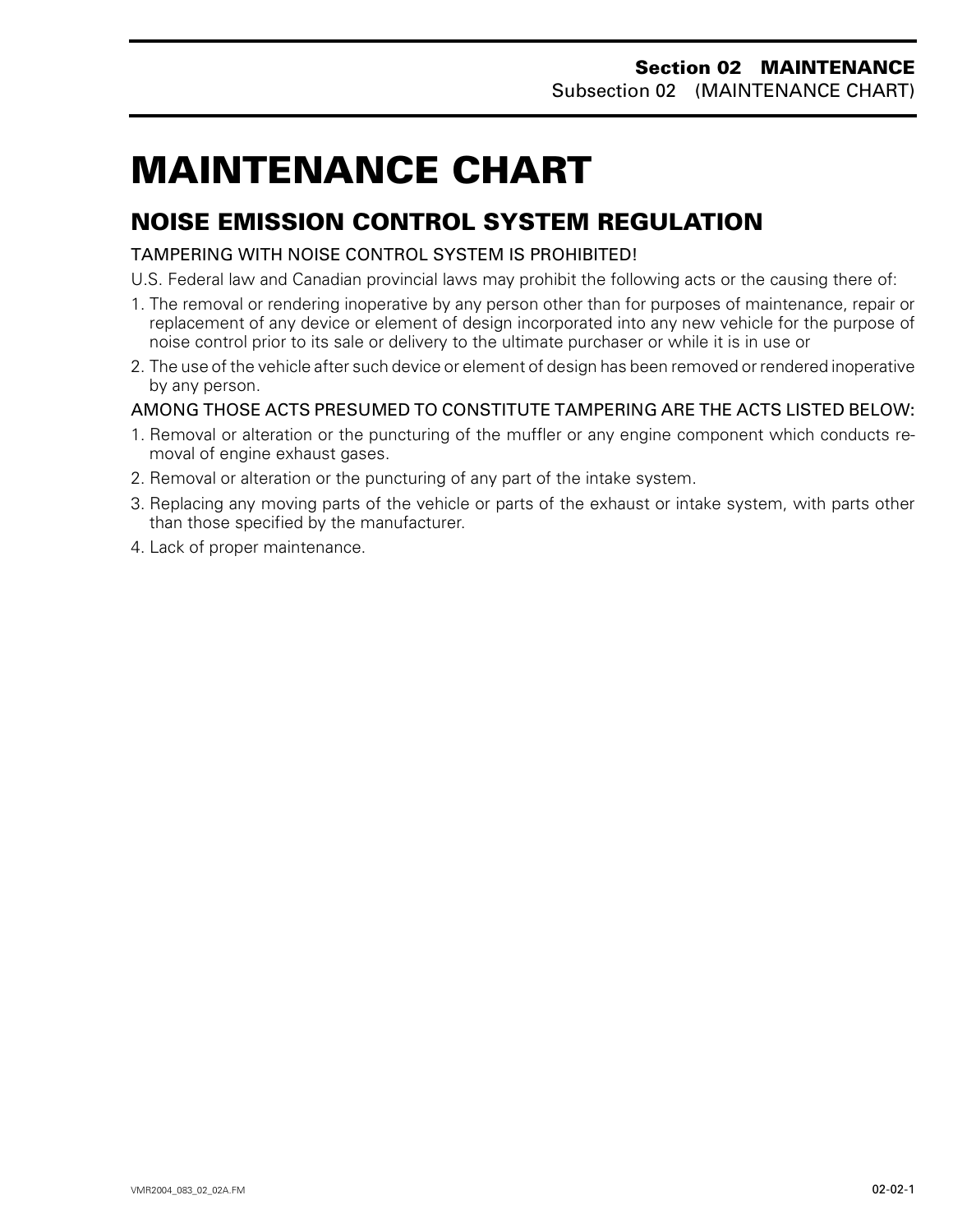# MAINTENANCE CHART

## NOISE EMISSION CONTROL SYSTEM REGULATION

TAMPERING WITH NOISE CONTROL SYSTEM IS PROHIBITED!

U.S. Federal law and Canadian provincial laws may prohibit the following acts or the causing there of:

1. The removal or rendering inoperative by any person other than for purposes of maintenance, repair or replacement of any device or element of design incorporated into any new vehicle for the purpose of noise control prior to its sale or delivery to the ultimate purchaser or while it is in use or
2. The use of the vehicle after such device or element of design has been removed or rendered inoperative by any person.

AMONG THOSE ACTS PRESUMED TO CONSTITUTE TAMPERING ARE THE ACTS LISTED BELOW:

1. Removal or alteration or the puncturing of the muffler or any engine component which conducts removal of engine exhaust gases.
2. Removal or alteration or the puncturing of any part of the intake system.
3. Replacing any moving parts of the vehicle or parts of the exhaust or intake system, with parts other than those specified by the manufacturer.
4. Lack of proper maintenance.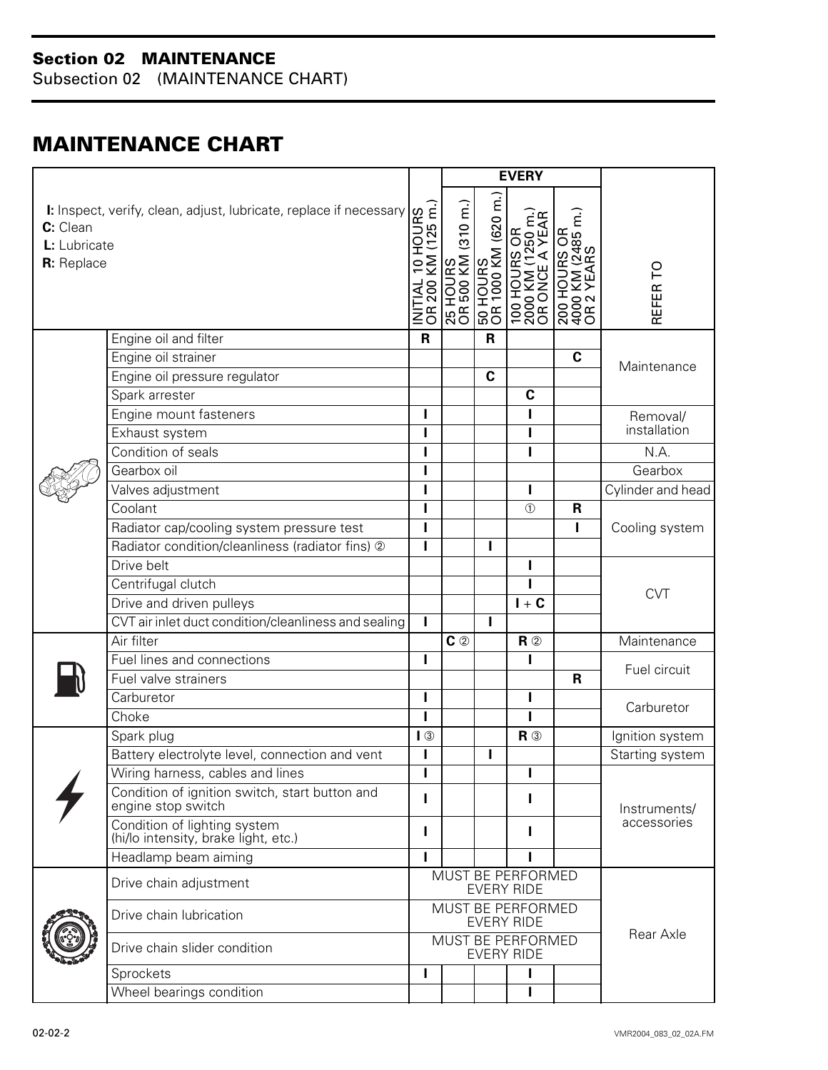# MAINTENANCE CHART

| **I:** Inspect, verify, clean, adjust, lubricate, replace if necessary<br>**C:** Clean<br>**L:** Lubricate<br>**R:** Replace | | INITIAL 10 HOURS OR 200 KM (125 m.) | EVERY<br>25 HOURS OR 500 KM (310 m.) | EVERY<br>50 HOURS OR 1000 KM (620 m.) | EVERY<br>100 HOURS OR 2000 KM (1250 m.) OR ONCE A YEAR | EVERY<br>200 HOURS OR 4000 KM (2485 m.) OR 2 YEARS | REFER TO |
|---|---|---|---|---|---|---|---|
| | Engine oil and filter | **R** | | **R** | | | Maintenance |
| | Engine oil strainer | | | | | **C** | |
| | Engine oil pressure regulator | | | **C** | | | |
| | Spark arrester | | | | **C** | | |
| | Engine mount fasteners | **I** | | | **I** | | Removal/ installation |
| | Exhaust system | **I** | | | **I** | | |
| | Condition of seals | **I** | | | **I** | | N.A. |
| | Gearbox oil | **I** | | | | | Gearbox |
| | Valves adjustment | **I** | | | **I** | | Cylinder and head |
| | Coolant | **I** | | | ① | **R** | Cooling system |
| | Radiator cap/cooling system pressure test | **I** | | | | **I** | |
| | Radiator condition/cleanliness (radiator fins) ② | **I** | | **I** | | | |
| | Drive belt | | | | **I** | | CVT |
| | Centrifugal clutch | | | | **I** | | |
| | Drive and driven pulleys | | | | **I + C** | | |
| | CVT air inlet duct condition/cleanliness and sealing | **I** | | **I** | | | |
| | Air filter | | **C** ② | | **R** ② | | Maintenance |
| | Fuel lines and connections | **I** | | | **I** | | Fuel circuit |
| | Fuel valve strainers | | | | | **R** | |
| | Carburetor | **I** | | | **I** | | Carburetor |
| | Choke | **I** | | | **I** | | |
| | Spark plug | **I** ③ | | | **R** ③ | | Ignition system |
| | Battery electrolyte level, connection and vent | **I** | | **I** | | | Starting system |
| | Wiring harness, cables and lines | **I** | | | **I** | | Instruments/ accessories |
| | Condition of ignition switch, start button and engine stop switch | **I** | | | **I** | | |
| | Condition of lighting system (hi/lo intensity, brake light, etc.) | **I** | | | **I** | | |
| | Headlamp beam aiming | **I** | | | **I** | | |
| | Drive chain adjustment | MUST BE PERFORMED EVERY RIDE | | | | | Rear Axle |
| | Drive chain lubrication | MUST BE PERFORMED EVERY RIDE | | | | | |
| | Drive chain slider condition | MUST BE PERFORMED EVERY RIDE | | | | | |
| | Sprockets | **I** | | | **I** | | |
| | Wheel bearings condition | | | | **I** | | |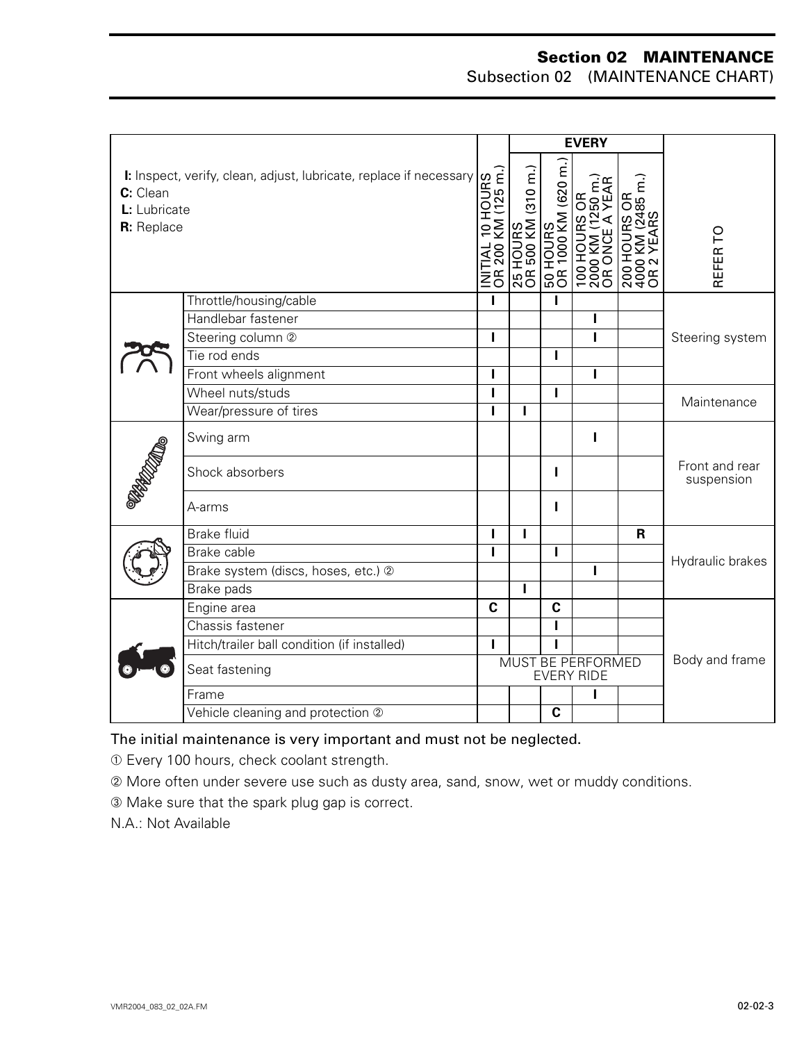| I: Inspect, verify, clean, adjust, lubricate, replace if necessary<br>C: Clean<br>L: Lubricate<br>R: Replace | | INITIAL 10 HOURS OR 200 KM (125 m.) | EVERY | | | | REFER TO |
|---|---|---|---|---|---|---|---|
| | | | 25 HOURS OR 500 KM (310 m.) | 50 HOURS OR 1000 KM (620 m.) | 100 HOURS OR 2000 KM (1250 m.) OR ONCE A YEAR | 200 HOURS OR 4000 KM (2485 m.) OR 2 YEARS | |
| | Throttle/housing/cable | I | | I | | | Steering system |
| | Handlebar fastener | | | | I | | Steering system |
| | Steering column ② | I | | | I | | Steering system |
| | Tie rod ends | | | I | | | Steering system |
| | Front wheels alignment | I | | | I | | Steering system |
| | Wheel nuts/studs | I | | I | | | Maintenance |
| | Wear/pressure of tires | I | I | | | | Maintenance |
| | Swing arm | | | | I | | Front and rear suspension |
| | Shock absorbers | | | I | | | Front and rear suspension |
| | A-arms | | | I | | | Front and rear suspension |
| | Brake fluid | I | I | | | R | Hydraulic brakes |
| | Brake cable | I | | I | | | Hydraulic brakes |
| | Brake system (discs, hoses, etc.) ② | | | | I | | Hydraulic brakes |
| | Brake pads | | I | | | | Hydraulic brakes |
| | Engine area | C | | C | | | Body and frame |
| | Chassis fastener | | | I | | | Body and frame |
| | Hitch/trailer ball condition (if installed) | I | | I | | | Body and frame |
| | Seat fastening | MUST BE PERFORMED EVERY RIDE | | | | | Body and frame |
| | Frame | | | | I | | Body and frame |
| | Vehicle cleaning and protection ② | | | C | | | Body and frame |

The initial maintenance is very important and must not be neglected.

① Every 100 hours, check coolant strength.

② More often under severe use such as dusty area, sand, snow, wet or muddy conditions.

③ Make sure that the spark plug gap is correct.

N.A.: Not Available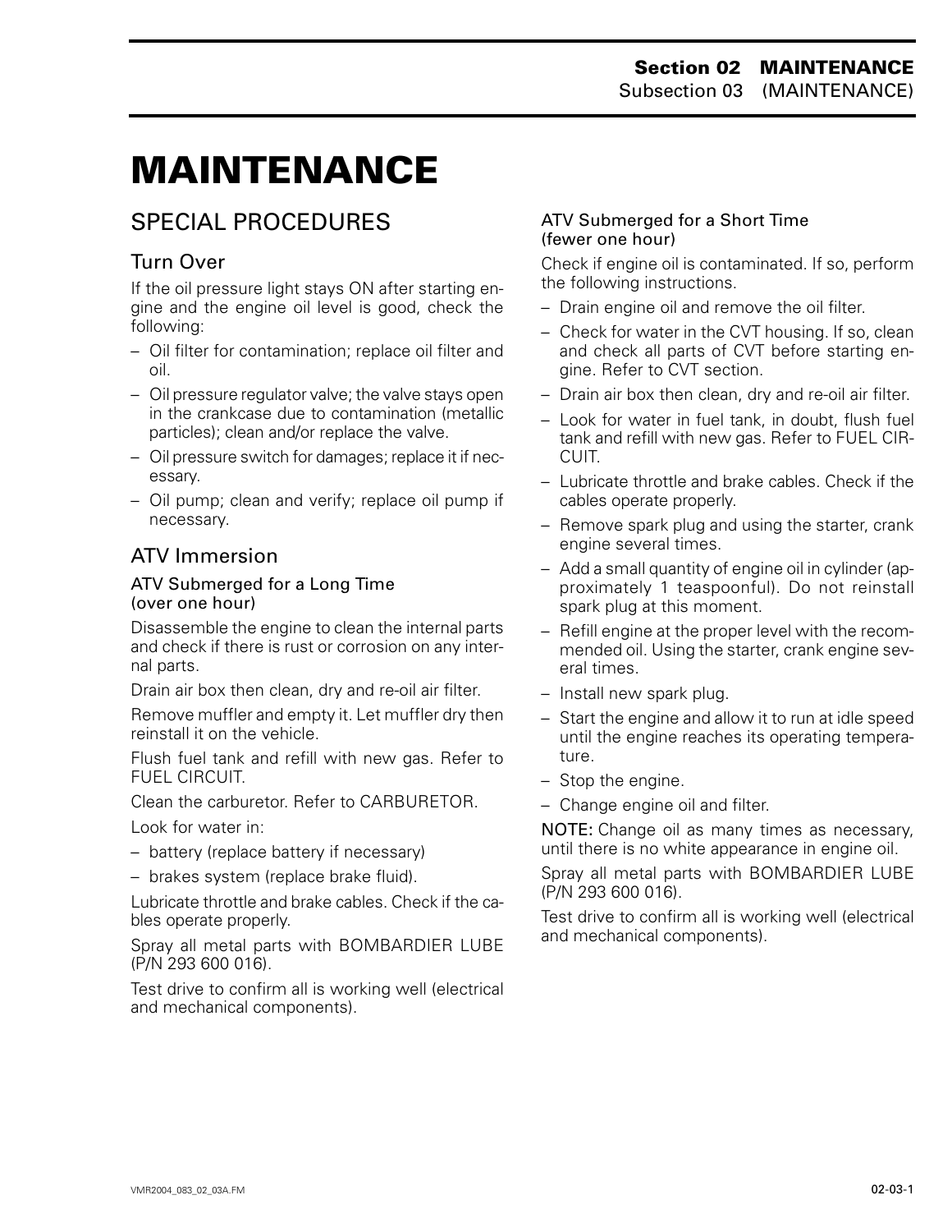# MAINTENANCE

## SPECIAL PROCEDURES

### Turn Over

If the oil pressure light stays ON after starting engine and the engine oil level is good, check the following:

– Oil filter for contamination; replace oil filter and oil.
– Oil pressure regulator valve; the valve stays open in the crankcase due to contamination (metallic particles); clean and/or replace the valve.
– Oil pressure switch for damages; replace it if necessary.
– Oil pump; clean and verify; replace oil pump if necessary.

### ATV Immersion

#### ATV Submerged for a Long Time (over one hour)

Disassemble the engine to clean the internal parts and check if there is rust or corrosion on any internal parts.

Drain air box then clean, dry and re-oil air filter.

Remove muffler and empty it. Let muffler dry then reinstall it on the vehicle.

Flush fuel tank and refill with new gas. Refer to FUEL CIRCUIT.

Clean the carburetor. Refer to CARBURETOR.

Look for water in:

– battery (replace battery if necessary)
– brakes system (replace brake fluid).

Lubricate throttle and brake cables. Check if the cables operate properly.

Spray all metal parts with BOMBARDIER LUBE (P/N 293 600 016).

Test drive to confirm all is working well (electrical and mechanical components).

#### ATV Submerged for a Short Time (fewer one hour)

Check if engine oil is contaminated. If so, perform the following instructions.

– Drain engine oil and remove the oil filter.
– Check for water in the CVT housing. If so, clean and check all parts of CVT before starting engine. Refer to CVT section.
– Drain air box then clean, dry and re-oil air filter.
– Look for water in fuel tank, in doubt, flush fuel tank and refill with new gas. Refer to FUEL CIRCUIT.
– Lubricate throttle and brake cables. Check if the cables operate properly.
– Remove spark plug and using the starter, crank engine several times.
– Add a small quantity of engine oil in cylinder (approximately 1 teaspoonful). Do not reinstall spark plug at this moment.
– Refill engine at the proper level with the recommended oil. Using the starter, crank engine several times.
– Install new spark plug.
– Start the engine and allow it to run at idle speed until the engine reaches its operating temperature.
– Stop the engine.
– Change engine oil and filter.

NOTE: Change oil as many times as necessary, until there is no white appearance in engine oil.

Spray all metal parts with BOMBARDIER LUBE (P/N 293 600 016).

Test drive to confirm all is working well (electrical and mechanical components).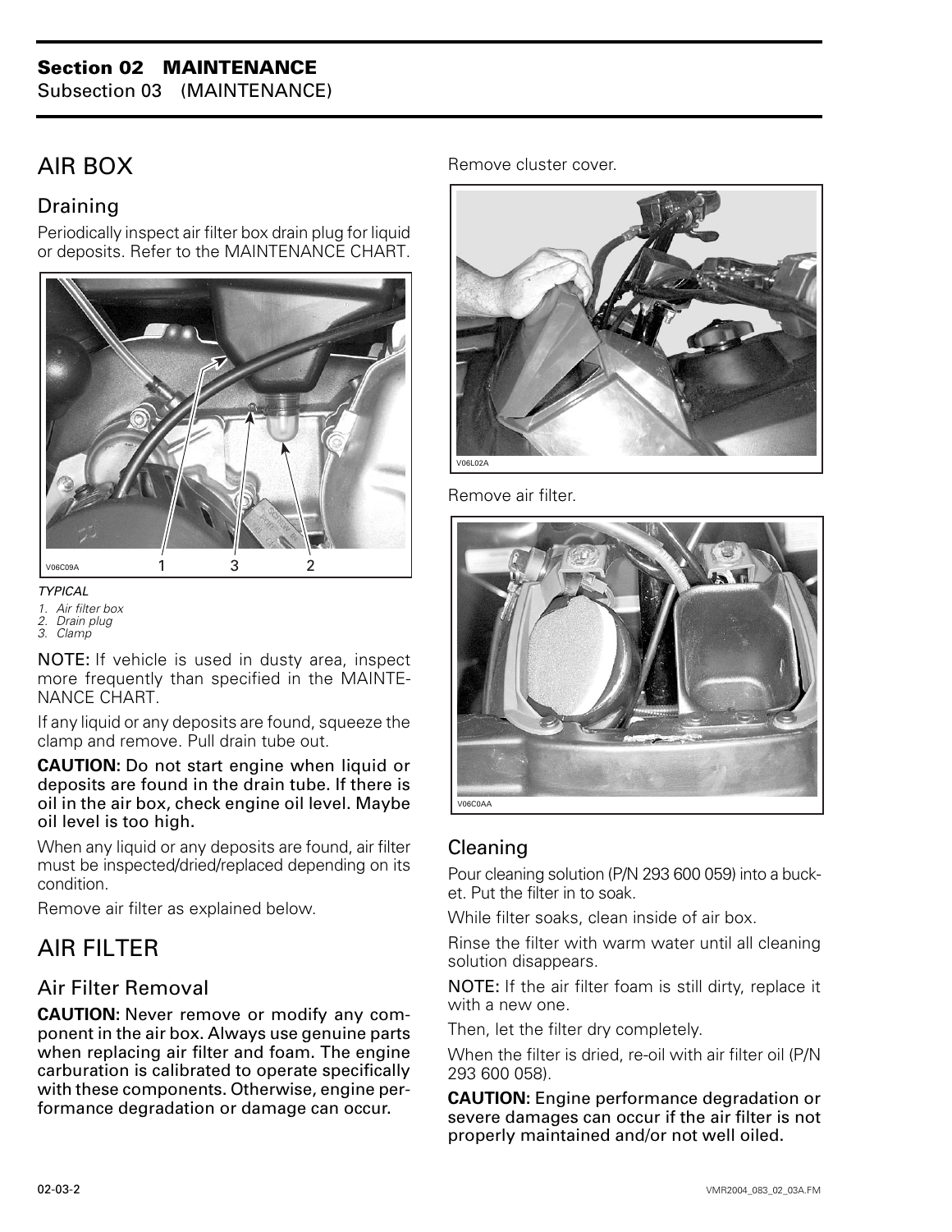## AIR BOX

### Draining

Periodically inspect air filter box drain plug for liquid or deposits. Refer to the MAINTENANCE CHART.

*TYPICAL*
1. *Air filter box*
2. *Drain plug*
3. *Clamp*

NOTE: If vehicle is used in dusty area, inspect more frequently than specified in the MAINTENANCE CHART.

If any liquid or any deposits are found, squeeze the clamp and remove. Pull drain tube out.

**CAUTION: Do not start engine when liquid or deposits are found in the drain tube. If there is oil in the air box, check engine oil level. Maybe oil level is too high.**

When any liquid or any deposits are found, air filter must be inspected/dried/replaced depending on its condition.

Remove air filter as explained below.

## AIR FILTER

### Air Filter Removal

**CAUTION: Never remove or modify any component in the air box. Always use genuine parts when replacing air filter and foam. The engine carburation is calibrated to operate specifically with these components. Otherwise, engine performance degradation or damage can occur.**

Remove cluster cover.

Remove air filter.

### Cleaning

Pour cleaning solution (P/N 293 600 059) into a bucket. Put the filter in to soak.

While filter soaks, clean inside of air box.

Rinse the filter with warm water until all cleaning solution disappears.

NOTE: If the air filter foam is still dirty, replace it with a new one.

Then, let the filter dry completely.

When the filter is dried, re-oil with air filter oil (P/N 293 600 058).

**CAUTION: Engine performance degradation or severe damages can occur if the air filter is not properly maintained and/or not well oiled.**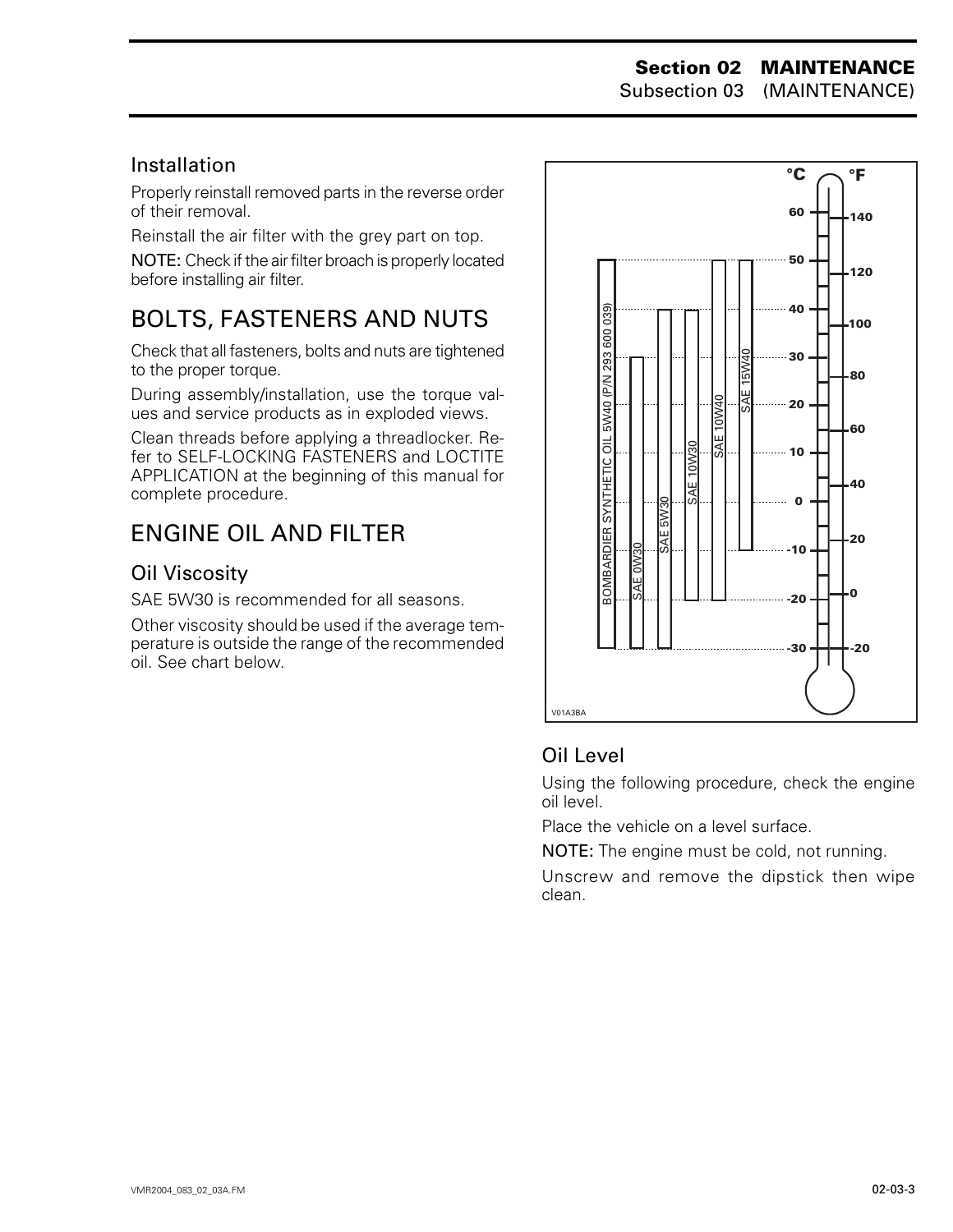### Installation

Properly reinstall removed parts in the reverse order of their removal.

Reinstall the air filter with the grey part on top.

NOTE: Check if the air filter broach is properly located before installing air filter.

## BOLTS, FASTENERS AND NUTS

Check that all fasteners, bolts and nuts are tightened to the proper torque.

During assembly/installation, use the torque values and service products as in exploded views.

Clean threads before applying a threadlocker. Refer to SELF-LOCKING FASTENERS and LOCTITE APPLICATION at the beginning of this manual for complete procedure.

## ENGINE OIL AND FILTER

### Oil Viscosity

SAE 5W30 is recommended for all seasons.

Other viscosity should be used if the average temperature is outside the range of the recommended oil. See chart below.

| Oil | Temperature range (°C) |
|---|---|
| BOMBARDIER SYNTHETIC OIL 5W40 (P/N 293 600 039) | -30 to 50 |
| SAE 0W30 | -30 to 30 |
| SAE 5W30 | -30 to 40 |
| SAE 10W30 | -20 to 40 |
| SAE 10W40 | -20 to 50 |
| SAE 15W40 | -10 to 50 |

V01A3BA

### Oil Level

Using the following procedure, check the engine oil level.

Place the vehicle on a level surface.

NOTE: The engine must be cold, not running.

Unscrew and remove the dipstick then wipe clean.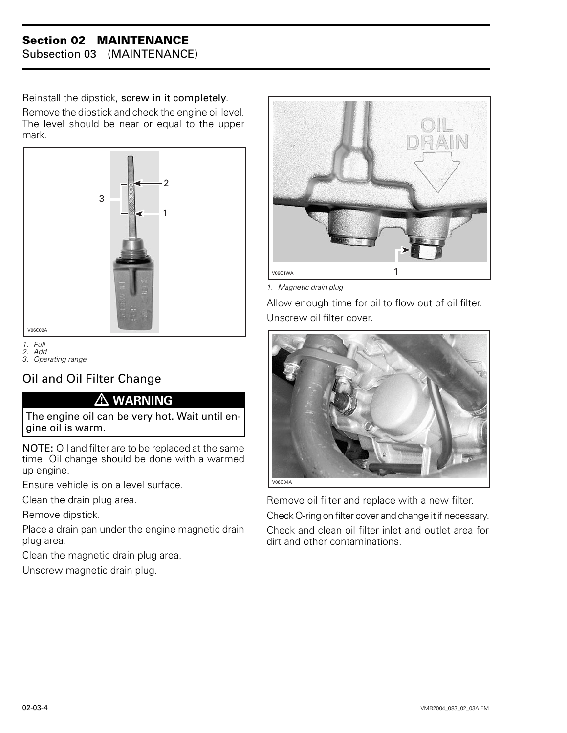Reinstall the dipstick, **screw in it completely**.

Remove the dipstick and check the engine oil level. The level should be near or equal to the upper mark.

1. *Full*
2. *Add*
3. *Operating range*

## Oil and Oil Filter Change

**⚠ WARNING**

**The engine oil can be very hot. Wait until engine oil is warm.**

**NOTE:** Oil and filter are to be replaced at the same time. Oil change should be done with a warmed up engine.

Ensure vehicle is on a level surface.

Clean the drain plug area.

Remove dipstick.

Place a drain pan under the engine magnetic drain plug area.

Clean the magnetic drain plug area.

Unscrew magnetic drain plug.

1. *Magnetic drain plug*

Allow enough time for oil to flow out of oil filter.

Unscrew oil filter cover.

Remove oil filter and replace with a new filter.

Check O-ring on filter cover and change it if necessary.

Check and clean oil filter inlet and outlet area for dirt and other contaminations.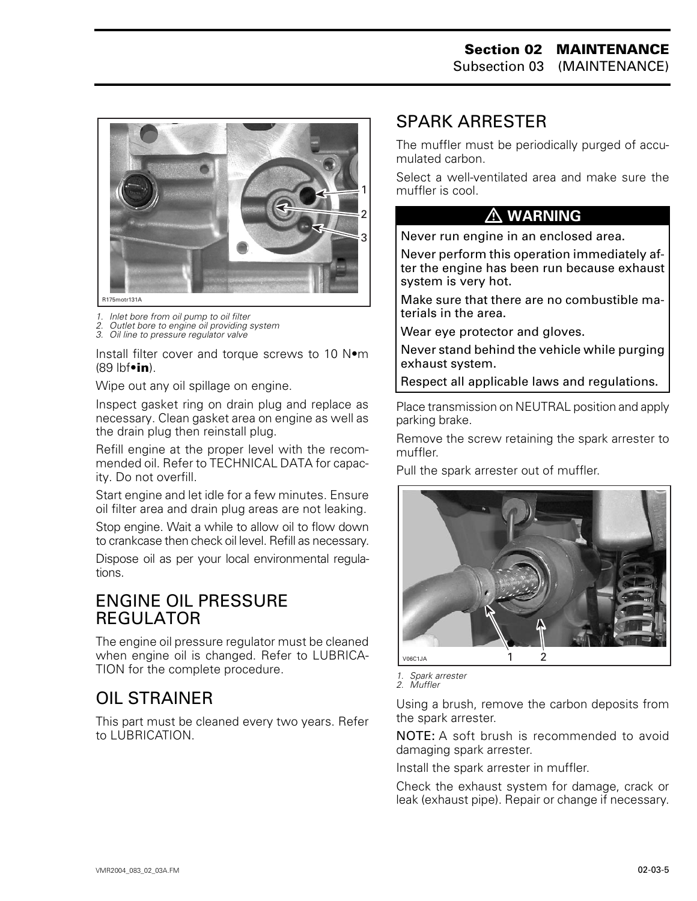R175motr131A

1. Inlet bore from oil pump to oil filter
2. Outlet bore to engine oil providing system
3. Oil line to pressure regulator valve

Install filter cover and torque screws to 10 N•m (89 lbf•**in**).

Wipe out any oil spillage on engine.

Inspect gasket ring on drain plug and replace as necessary. Clean gasket area on engine as well as the drain plug then reinstall plug.

Refill engine at the proper level with the recommended oil. Refer to TECHNICAL DATA for capacity. Do not overfill.

Start engine and let idle for a few minutes. Ensure oil filter area and drain plug areas are not leaking.

Stop engine. Wait a while to allow oil to flow down to crankcase then check oil level. Refill as necessary.

Dispose oil as per your local environmental regulations.

## ENGINE OIL PRESSURE REGULATOR

The engine oil pressure regulator must be cleaned when engine oil is changed. Refer to LUBRICATION for the complete procedure.

## OIL STRAINER

This part must be cleaned every two years. Refer to LUBRICATION.

## SPARK ARRESTER

The muffler must be periodically purged of accumulated carbon.

Select a well-ventilated area and make sure the muffler is cool.

**⚠ WARNING**

Never run engine in an enclosed area.

Never perform this operation immediately after the engine has been run because exhaust system is very hot.

Make sure that there are no combustible materials in the area.

Wear eye protector and gloves.

Never stand behind the vehicle while purging exhaust system.

Respect all applicable laws and regulations.

Place transmission on NEUTRAL position and apply parking brake.

Remove the screw retaining the spark arrester to muffler.

Pull the spark arrester out of muffler.

V06C1JA

1. Spark arrester
2. Muffler

Using a brush, remove the carbon deposits from the spark arrester.

NOTE: A soft brush is recommended to avoid damaging spark arrester.

Install the spark arrester in muffler.

Check the exhaust system for damage, crack or leak (exhaust pipe). Repair or change if necessary.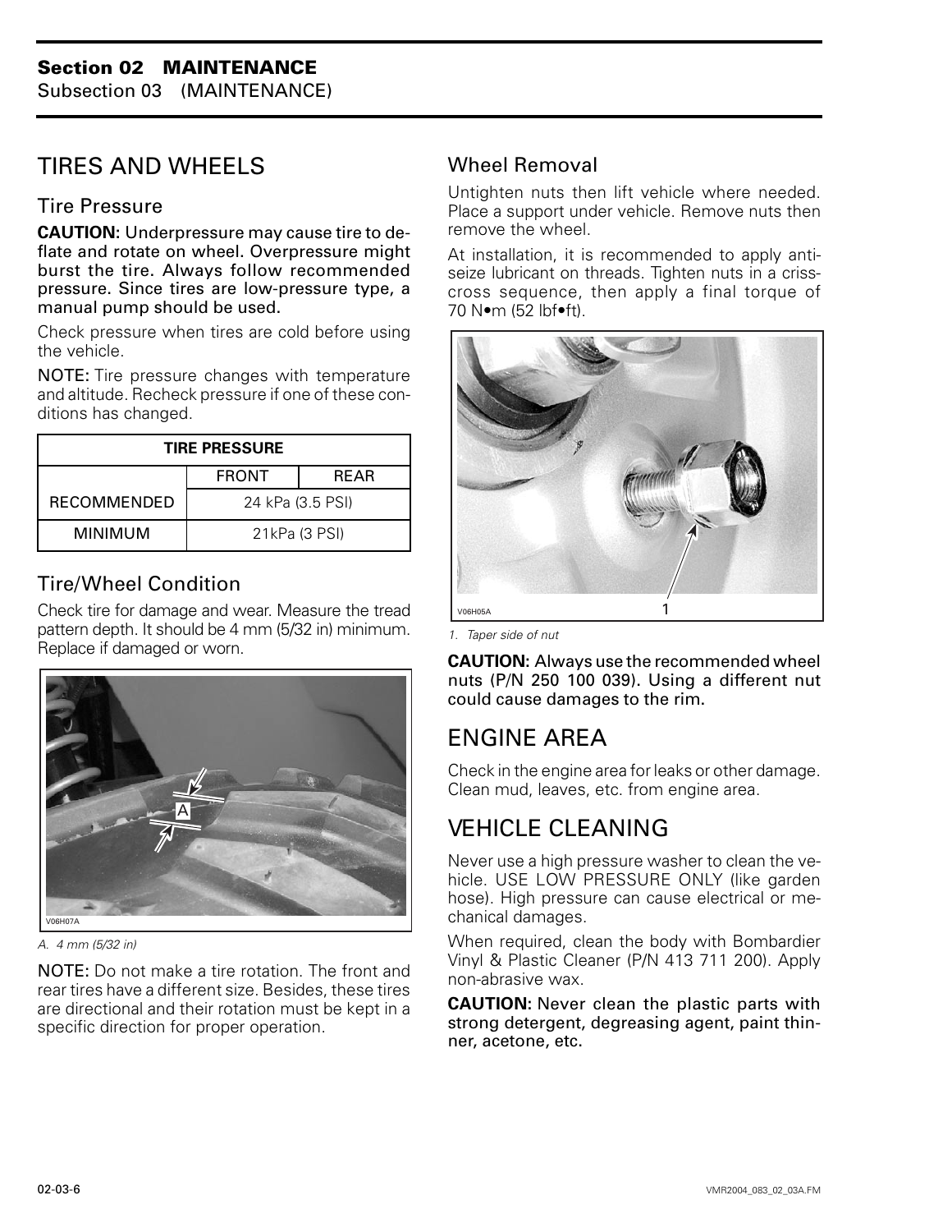## TIRES AND WHEELS

### Tire Pressure

**CAUTION: Underpressure may cause tire to deflate and rotate on wheel. Overpressure might burst the tire. Always follow recommended pressure. Since tires are low-pressure type, a manual pump should be used.**

Check pressure when tires are cold before using the vehicle.

NOTE: Tire pressure changes with temperature and altitude. Recheck pressure if one of these conditions has changed.

| TIRE PRESSURE | | |
|---|---|---|
| | FRONT | REAR |
| RECOMMENDED | 24 kPa (3.5 PSI) | |
| MINIMUM | 21kPa (3 PSI) | |

### Tire/Wheel Condition

Check tire for damage and wear. Measure the tread pattern depth. It should be 4 mm (5/32 in) minimum. Replace if damaged or worn.

V06H07A

*A. 4 mm (5/32 in)*

NOTE: Do not make a tire rotation. The front and rear tires have a different size. Besides, these tires are directional and their rotation must be kept in a specific direction for proper operation.

### Wheel Removal

Untighten nuts then lift vehicle where needed. Place a support under vehicle. Remove nuts then remove the wheel.

At installation, it is recommended to apply anti-seize lubricant on threads. Tighten nuts in a criss-cross sequence, then apply a final torque of 70 N•m (52 lbf•ft).

V06H05A

*1. Taper side of nut*

**CAUTION: Always use the recommended wheel nuts (P/N 250 100 039). Using a different nut could cause damages to the rim.**

## ENGINE AREA

Check in the engine area for leaks or other damage. Clean mud, leaves, etc. from engine area.

## VEHICLE CLEANING

Never use a high pressure washer to clean the vehicle. USE LOW PRESSURE ONLY (like garden hose). High pressure can cause electrical or mechanical damages.

When required, clean the body with Bombardier Vinyl & Plastic Cleaner (P/N 413 711 200). Apply non-abrasive wax.

**CAUTION: Never clean the plastic parts with strong detergent, degreasing agent, paint thinner, acetone, etc.**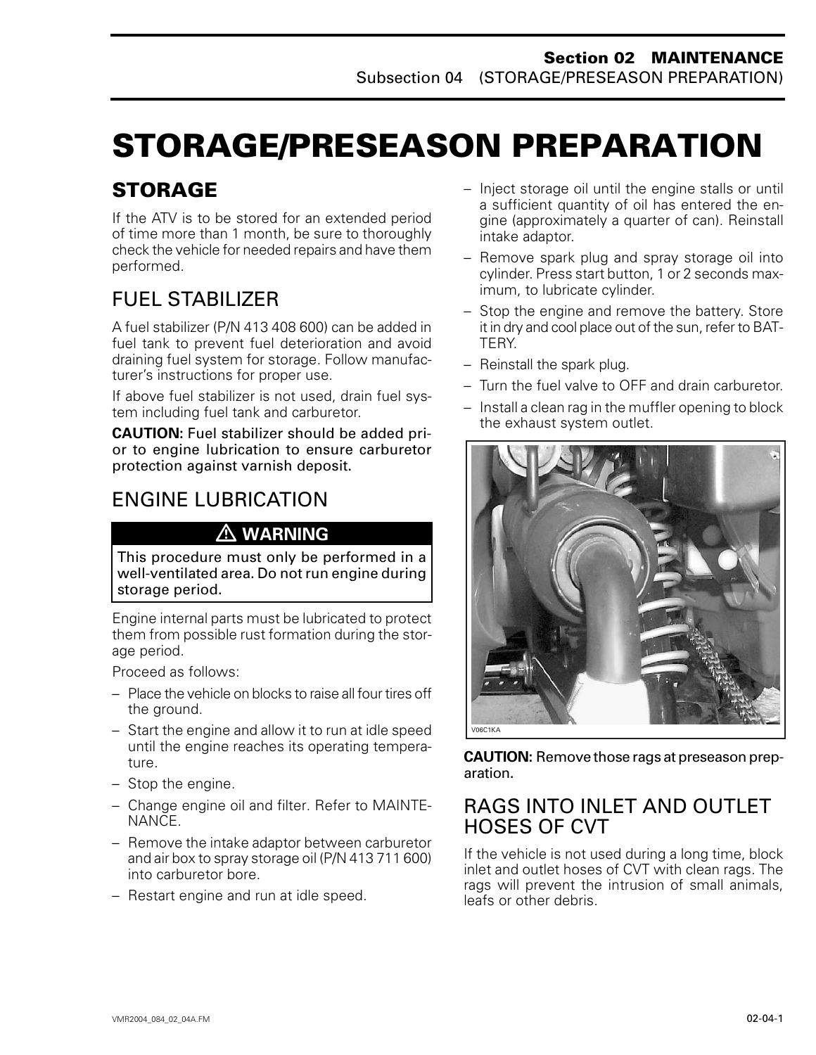# STORAGE/PRESEASON PREPARATION

## STORAGE

If the ATV is to be stored for an extended period of time more than 1 month, be sure to thoroughly check the vehicle for needed repairs and have them performed.

### FUEL STABILIZER

A fuel stabilizer (P/N 413 408 600) can be added in fuel tank to prevent fuel deterioration and avoid draining fuel system for storage. Follow manufacturer's instructions for proper use.

If above fuel stabilizer is not used, drain fuel system including fuel tank and carburetor.

**CAUTION: Fuel stabilizer should be added prior to engine lubrication to ensure carburetor protection against varnish deposit.**

### ENGINE LUBRICATION

**⚠ WARNING**

**This procedure must only be performed in a well-ventilated area. Do not run engine during storage period.**

Engine internal parts must be lubricated to protect them from possible rust formation during the storage period.

Proceed as follows:

- Place the vehicle on blocks to raise all four tires off the ground.
- Start the engine and allow it to run at idle speed until the engine reaches its operating temperature.
- Stop the engine.
- Change engine oil and filter. Refer to MAINTENANCE.
- Remove the intake adaptor between carburetor and air box to spray storage oil (P/N 413 711 600) into carburetor bore.
- Restart engine and run at idle speed.
- Inject storage oil until the engine stalls or until a sufficient quantity of oil has entered the engine (approximately a quarter of can). Reinstall intake adaptor.
- Remove spark plug and spray storage oil into cylinder. Press start button, 1 or 2 seconds maximum, to lubricate cylinder.
- Stop the engine and remove the battery. Store it in dry and cool place out of the sun, refer to BATTERY.
- Reinstall the spark plug.
- Turn the fuel valve to OFF and drain carburetor.
- Install a clean rag in the muffler opening to block the exhaust system outlet.

V06C1KA

**CAUTION: Remove those rags at preseason preparation.**

### RAGS INTO INLET AND OUTLET HOSES OF CVT

If the vehicle is not used during a long time, block inlet and outlet hoses of CVT with clean rags. The rags will prevent the intrusion of small animals, leafs or other debris.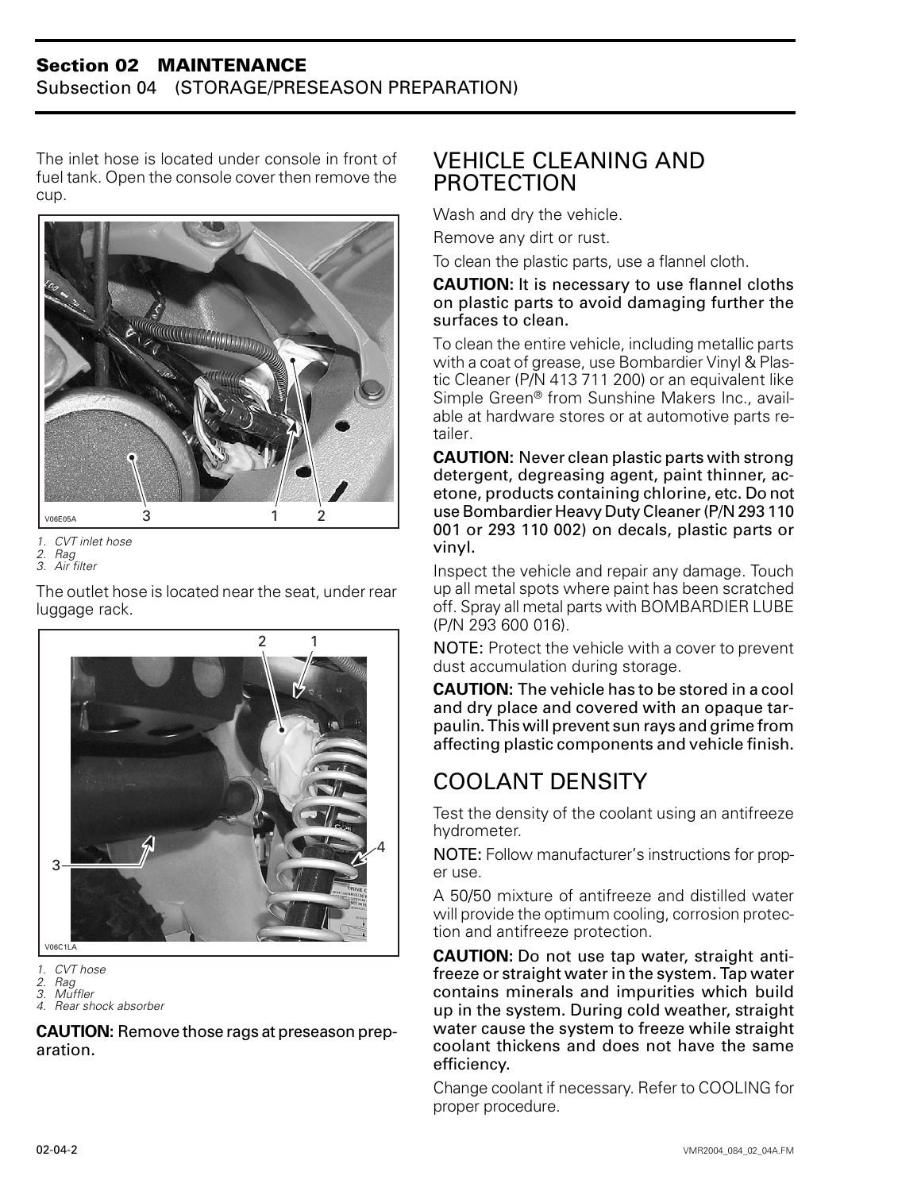The inlet hose is located under console in front of fuel tank. Open the console cover then remove the cup.

1. CVT inlet hose
2. Rag
3. Air filter

The outlet hose is located near the seat, under rear luggage rack.

1. CVT hose
2. Rag
3. Muffler
4. Rear shock absorber

**CAUTION:** Remove those rags at preseason preparation.

## VEHICLE CLEANING AND PROTECTION

Wash and dry the vehicle.

Remove any dirt or rust.

To clean the plastic parts, use a flannel cloth.

**CAUTION:** It is necessary to use flannel cloths on plastic parts to avoid damaging further the surfaces to clean.

To clean the entire vehicle, including metallic parts with a coat of grease, use Bombardier Vinyl & Plastic Cleaner (P/N 413 711 200) or an equivalent like Simple Green® from Sunshine Makers Inc., available at hardware stores or at automotive parts retailer.

**CAUTION:** Never clean plastic parts with strong detergent, degreasing agent, paint thinner, acetone, products containing chlorine, etc. Do not use Bombardier Heavy Duty Cleaner (P/N 293 110 001 or 293 110 002) on decals, plastic parts or vinyl.

Inspect the vehicle and repair any damage. Touch up all metal spots where paint has been scratched off. Spray all metal parts with BOMBARDIER LUBE (P/N 293 600 016).

NOTE: Protect the vehicle with a cover to prevent dust accumulation during storage.

**CAUTION:** The vehicle has to be stored in a cool and dry place and covered with an opaque tarpaulin. This will prevent sun rays and grime from affecting plastic components and vehicle finish.

## COOLANT DENSITY

Test the density of the coolant using an antifreeze hydrometer.

NOTE: Follow manufacturer's instructions for proper use.

A 50/50 mixture of antifreeze and distilled water will provide the optimum cooling, corrosion protection and antifreeze protection.

**CAUTION:** Do not use tap water, straight antifreeze or straight water in the system. Tap water contains minerals and impurities which build up in the system. During cold weather, straight water cause the system to freeze while straight coolant thickens and does not have the same efficiency.

Change coolant if necessary. Refer to COOLING for proper procedure.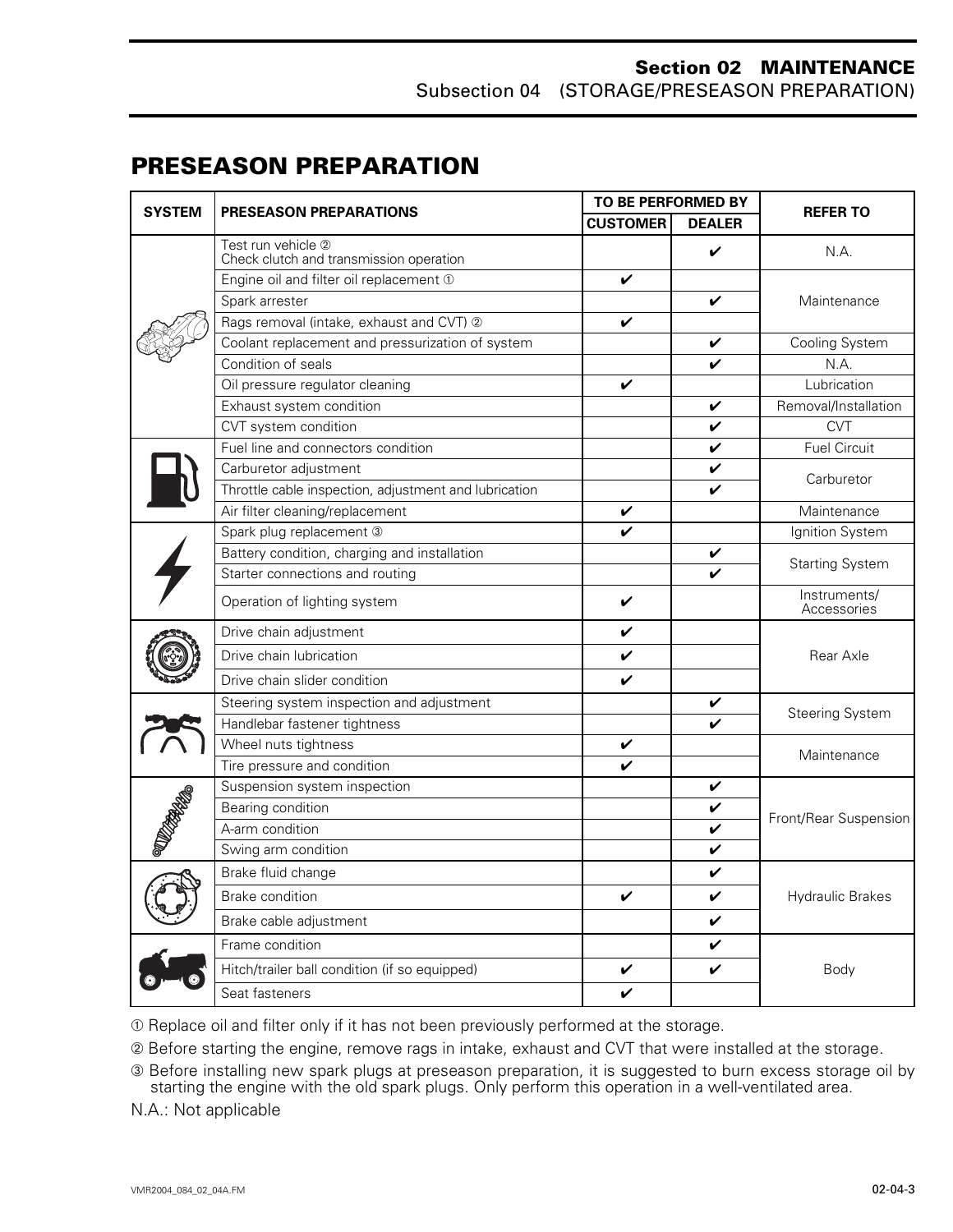## PRESEASON PREPARATION

| SYSTEM | PRESEASON PREPARATIONS | TO BE PERFORMED BY | | REFER TO |
|---|---|---|---|---|
| | | CUSTOMER | DEALER | |
| | Test run vehicle ② Check clutch and transmission operation | | ✔ | N.A. |
| | Engine oil and filter oil replacement ① | ✔ | | Maintenance |
| | Spark arrester | | ✔ | |
| | Rags removal (intake, exhaust and CVT) ② | ✔ | | |
| | Coolant replacement and pressurization of system | | ✔ | Cooling System |
| | Condition of seals | | ✔ | N.A. |
| | Oil pressure regulator cleaning | ✔ | | Lubrication |
| | Exhaust system condition | | ✔ | Removal/Installation |
| | CVT system condition | | ✔ | CVT |
| | Fuel line and connectors condition | | ✔ | Fuel Circuit |
| | Carburetor adjustment | | ✔ | Carburetor |
| | Throttle cable inspection, adjustment and lubrication | | ✔ | |
| | Air filter cleaning/replacement | ✔ | | Maintenance |
| | Spark plug replacement ③ | ✔ | | Ignition System |
| | Battery condition, charging and installation | | ✔ | Starting System |
| | Starter connections and routing | | ✔ | |
| | Operation of lighting system | ✔ | | Instruments/ Accessories |
| | Drive chain adjustment | ✔ | | Rear Axle |
| | Drive chain lubrication | ✔ | | |
| | Drive chain slider condition | ✔ | | |
| | Steering system inspection and adjustment | | ✔ | Steering System |
| | Handlebar fastener tightness | | ✔ | |
| | Wheel nuts tightness | ✔ | | Maintenance |
| | Tire pressure and condition | ✔ | | |
| | Suspension system inspection | | ✔ | Front/Rear Suspension |
| | Bearing condition | | ✔ | |
| | A-arm condition | | ✔ | |
| | Swing arm condition | | ✔ | |
| | Brake fluid change | | ✔ | Hydraulic Brakes |
| | Brake condition | ✔ | ✔ | |
| | Brake cable adjustment | | ✔ | |
| | Frame condition | | ✔ | Body |
| | Hitch/trailer ball condition (if so equipped) | ✔ | ✔ | |
| | Seat fasteners | ✔ | | |

① Replace oil and filter only if it has not been previously performed at the storage.

② Before starting the engine, remove rags in intake, exhaust and CVT that were installed at the storage.

③ Before installing new spark plugs at preseason preparation, it is suggested to burn excess storage oil by starting the engine with the old spark plugs. Only perform this operation in a well-ventilated area.

N.A.: Not applicable